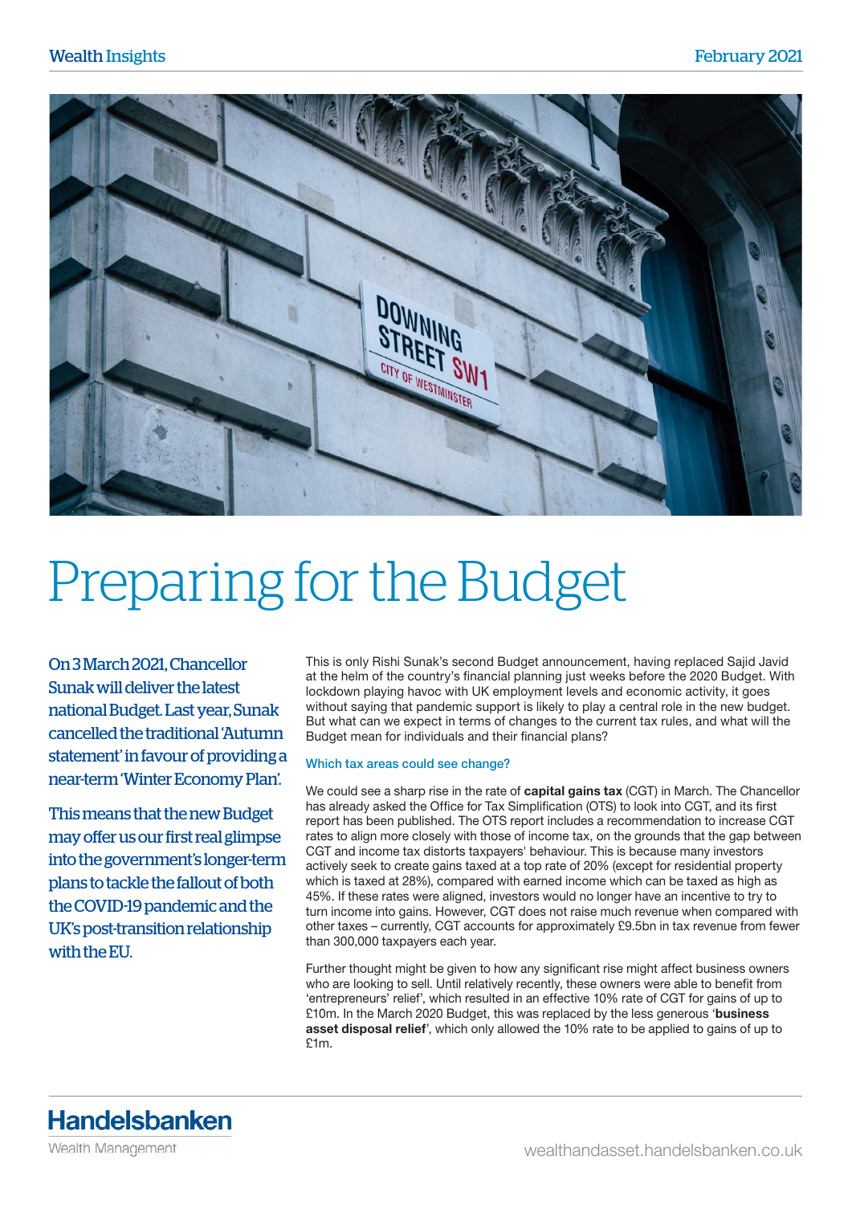# Preparing for the Budget

On 3 March 2021, Chancellor Sunak will deliver the latest national Budget. Last year, Sunak cancelled the traditional 'Autumn statement' in favour of providing a near-term 'Winter Economy Plan'.

This means that the new Budget may offer us our first real glimpse into the government's longer-term plans to tackle the fallout of both the COVID-19 pandemic and the UK's post-transition relationship with the EU.

This is only Rishi Sunak's second Budget announcement, having replaced Sajid Javid at the helm of the country's financial planning just weeks before the 2020 Budget. With lockdown playing havoc with UK employment levels and economic activity, it goes without saying that pandemic support is likely to play a central role in the new budget. But what can we expect in terms of changes to the current tax rules, and what will the Budget mean for individuals and their financial plans?

### Which tax areas could see change?

We could see a sharp rise in the rate of **capital gains tax** (CGT) in March. The Chancellor has already asked the Office for Tax Simplification (OTS) to look into CGT, and its first report has been published. The OTS report includes a recommendation to increase CGT rates to align more closely with those of income tax, on the grounds that the gap between CGT and income tax distorts taxpayers' behaviour. This is because many investors actively seek to create gains taxed at a top rate of 20% (except for residential property which is taxed at 28%), compared with earned income which can be taxed as high as 45%. If these rates were aligned, investors would no longer have an incentive to try to turn income into gains. However, CGT does not raise much revenue when compared with other taxes – currently, CGT accounts for approximately £9.5bn in tax revenue from fewer than 300,000 taxpayers each year.

Further thought might be given to how any significant rise might affect business owners who are looking to sell. Until relatively recently, these owners were able to benefit from 'entrepreneurs' relief', which resulted in an effective 10% rate of CGT for gains of up to £10m. In the March 2020 Budget, this was replaced by the less generous '**business asset disposal relief**', which only allowed the 10% rate to be applied to gains of up to £1m.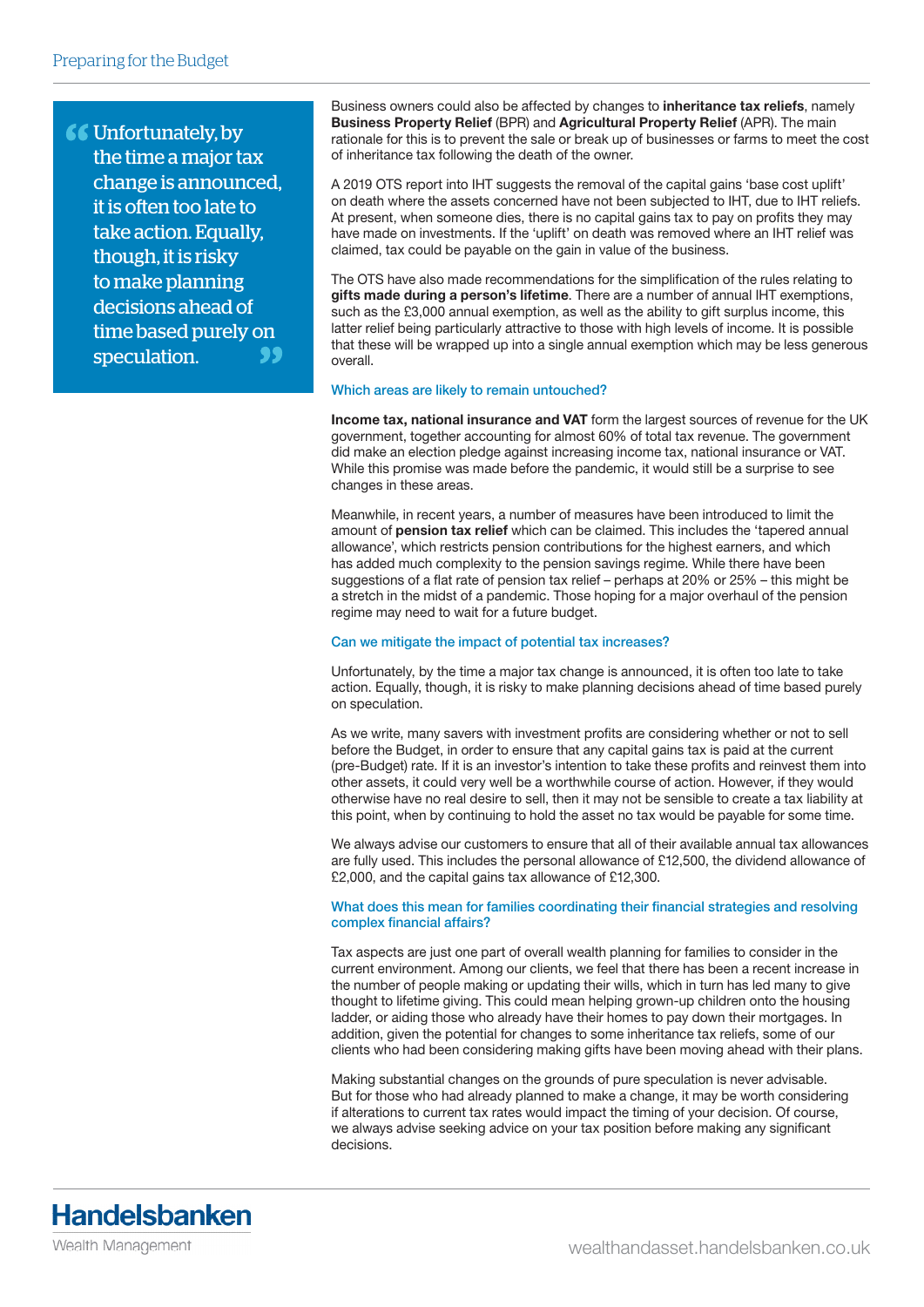> Unfortunately, by the time a major tax change is announced, it is often too late to take action. Equally, though, it is risky to make planning decisions ahead of time based purely on speculation.

Business owners could also be affected by changes to **inheritance tax reliefs**, namely **Business Property Relief** (BPR) and **Agricultural Property Relief** (APR). The main rationale for this is to prevent the sale or break up of businesses or farms to meet the cost of inheritance tax following the death of the owner.

A 2019 OTS report into IHT suggests the removal of the capital gains 'base cost uplift' on death where the assets concerned have not been subjected to IHT, due to IHT reliefs. At present, when someone dies, there is no capital gains tax to pay on profits they may have made on investments. If the 'uplift' on death was removed where an IHT relief was claimed, tax could be payable on the gain in value of the business.

The OTS have also made recommendations for the simplification of the rules relating to **gifts made during a person's lifetime**. There are a number of annual IHT exemptions, such as the £3,000 annual exemption, as well as the ability to gift surplus income, this latter relief being particularly attractive to those with high levels of income. It is possible that these will be wrapped up into a single annual exemption which may be less generous overall.

### Which areas are likely to remain untouched?

**Income tax, national insurance and VAT** form the largest sources of revenue for the UK government, together accounting for almost 60% of total tax revenue. The government did make an election pledge against increasing income tax, national insurance or VAT. While this promise was made before the pandemic, it would still be a surprise to see changes in these areas.

Meanwhile, in recent years, a number of measures have been introduced to limit the amount of **pension tax relief** which can be claimed. This includes the 'tapered annual allowance', which restricts pension contributions for the highest earners, and which has added much complexity to the pension savings regime. While there have been suggestions of a flat rate of pension tax relief – perhaps at 20% or 25% – this might be a stretch in the midst of a pandemic. Those hoping for a major overhaul of the pension regime may need to wait for a future budget.

### Can we mitigate the impact of potential tax increases?

Unfortunately, by the time a major tax change is announced, it is often too late to take action. Equally, though, it is risky to make planning decisions ahead of time based purely on speculation.

As we write, many savers with investment profits are considering whether or not to sell before the Budget, in order to ensure that any capital gains tax is paid at the current (pre-Budget) rate. If it is an investor's intention to take these profits and reinvest them into other assets, it could very well be a worthwhile course of action. However, if they would otherwise have no real desire to sell, then it may not be sensible to create a tax liability at this point, when by continuing to hold the asset no tax would be payable for some time.

We always advise our customers to ensure that all of their available annual tax allowances are fully used. This includes the personal allowance of £12,500, the dividend allowance of £2,000, and the capital gains tax allowance of £12,300.

### What does this mean for families coordinating their financial strategies and resolving complex financial affairs?

Tax aspects are just one part of overall wealth planning for families to consider in the current environment. Among our clients, we feel that there has been a recent increase in the number of people making or updating their wills, which in turn has led many to give thought to lifetime giving. This could mean helping grown-up children onto the housing ladder, or aiding those who already have their homes to pay down their mortgages. In addition, given the potential for changes to some inheritance tax reliefs, some of our clients who had been considering making gifts have been moving ahead with their plans.

Making substantial changes on the grounds of pure speculation is never advisable. But for those who had already planned to make a change, it may be worth considering if alterations to current tax rates would impact the timing of your decision. Of course, we always advise seeking advice on your tax position before making any significant decisions.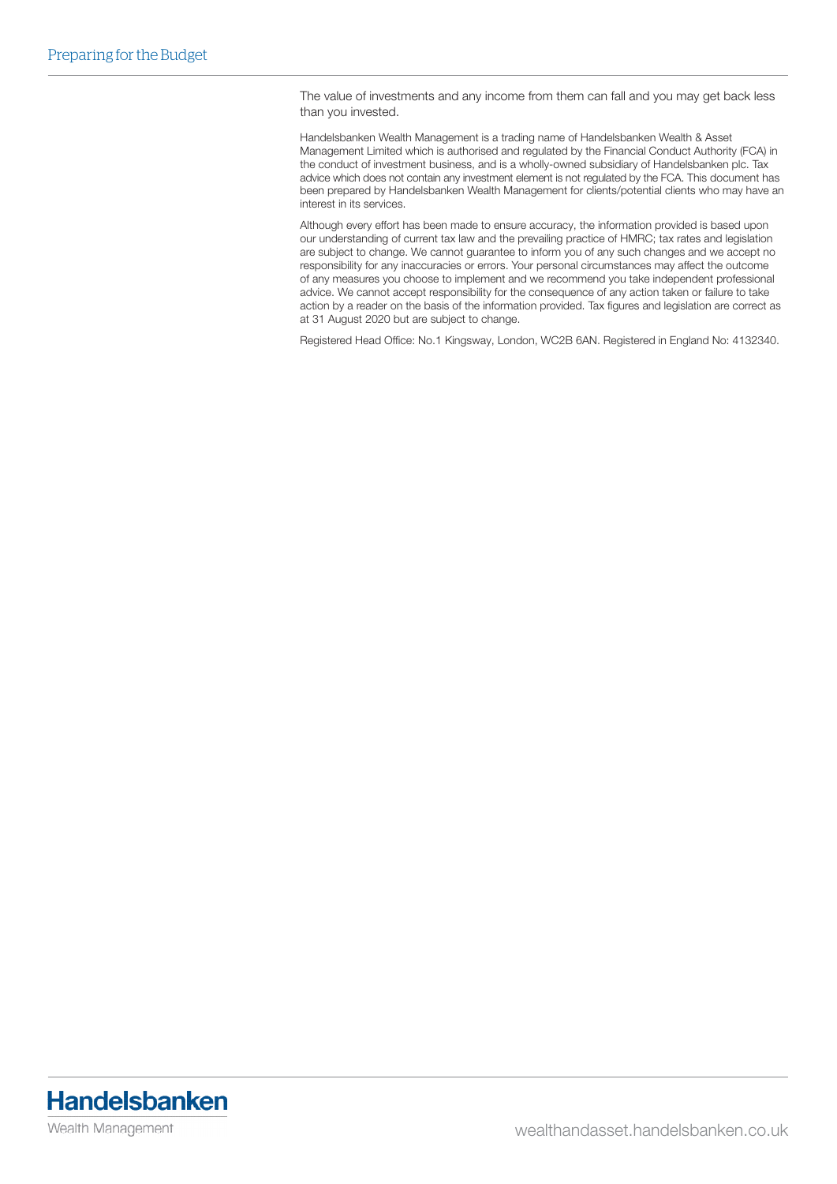The value of investments and any income from them can fall and you may get back less than you invested.

Handelsbanken Wealth Management is a trading name of Handelsbanken Wealth & Asset Management Limited which is authorised and regulated by the Financial Conduct Authority (FCA) in the conduct of investment business, and is a wholly-owned subsidiary of Handelsbanken plc. Tax advice which does not contain any investment element is not regulated by the FCA. This document has been prepared by Handelsbanken Wealth Management for clients/potential clients who may have an interest in its services.

Although every effort has been made to ensure accuracy, the information provided is based upon our understanding of current tax law and the prevailing practice of HMRC; tax rates and legislation are subject to change. We cannot guarantee to inform you of any such changes and we accept no responsibility for any inaccuracies or errors. Your personal circumstances may affect the outcome of any measures you choose to implement and we recommend you take independent professional advice. We cannot accept responsibility for the consequence of any action taken or failure to take action by a reader on the basis of the information provided. Tax figures and legislation are correct as at 31 August 2020 but are subject to change.

Registered Head Office: No.1 Kingsway, London, WC2B 6AN. Registered in England No: 4132340.

Handelsbanken

Wealth Management

wealthandasset.handelsbanken.co.uk